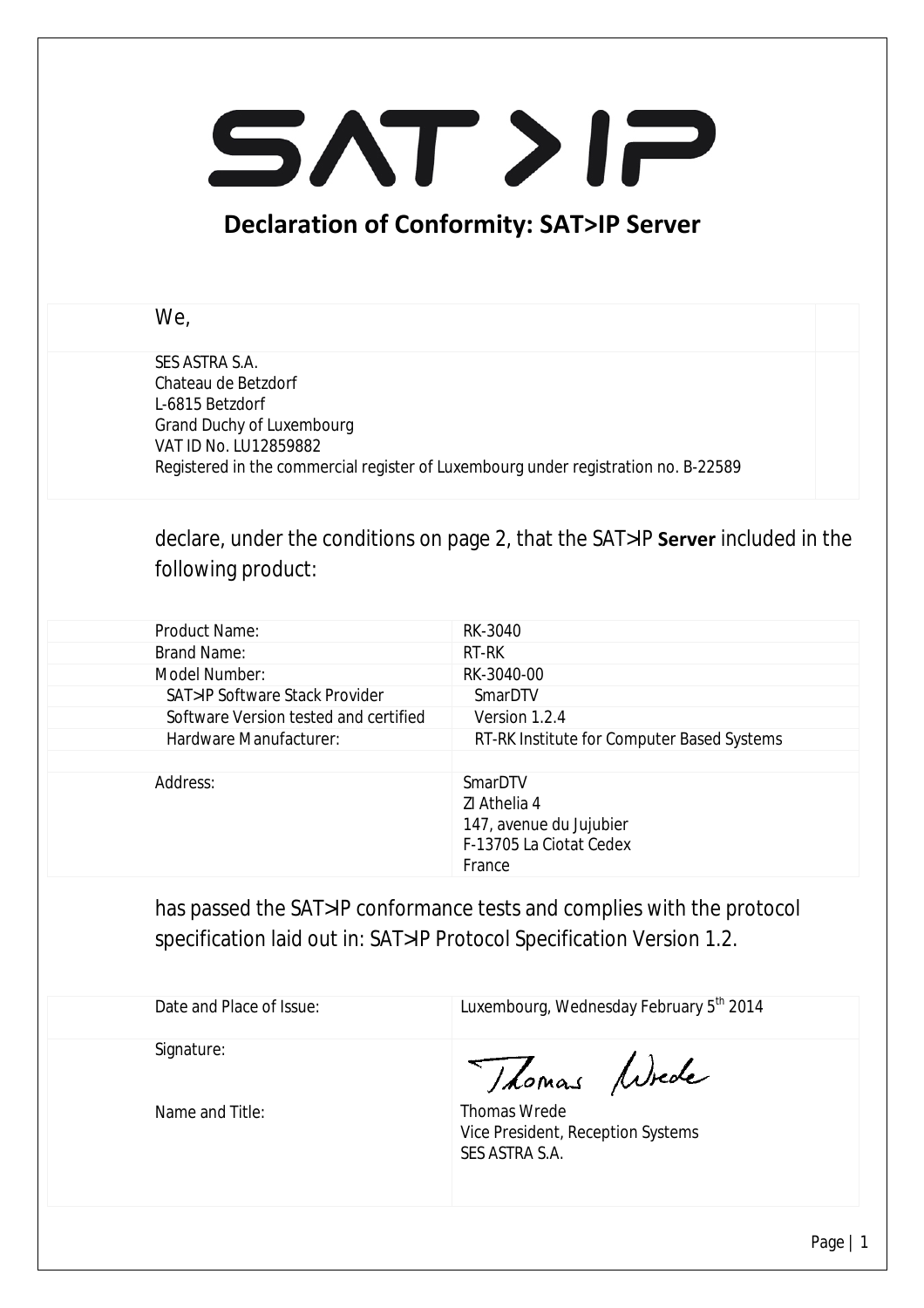# SAT>IP

## Declaration of Conformity: SAT>IP Server

We,

SES ASTRA S.A.
Chateau de Betzdorf
L-6815 Betzdorf
Grand Duchy of Luxembourg
VAT ID No. LU12859882
Registered in the commercial register of Luxembourg under registration no. B-22589

declare, under the conditions on page 2, that the SAT>IP **Server** included in the following product:

| | |
|---|---|
| Product Name: | RK-3040 |
| Brand Name: | RT-RK |
| Model Number: | RK-3040-00 |
| SAT>IP Software Stack Provider | SmarDTV |
| Software Version tested and certified | Version 1.2.4 |
| Hardware Manufacturer: | RT-RK Institute for Computer Based Systems |
| | |
| Address: | SmarDTV<br>ZI Athelia 4<br>147, avenue du Jujubier<br>F-13705 La Ciotat Cedex<br>France |

has passed the SAT>IP conformance tests and complies with the protocol specification laid out in: SAT>IP Protocol Specification Version 1.2.

| | |
|---|---|
| Date and Place of Issue: | Luxembourg, Wednesday February 5th 2014 |
| Signature: | Thomas Wrede |
| Name and Title: | Thomas Wrede<br>Vice President, Reception Systems<br>SES ASTRA S.A. |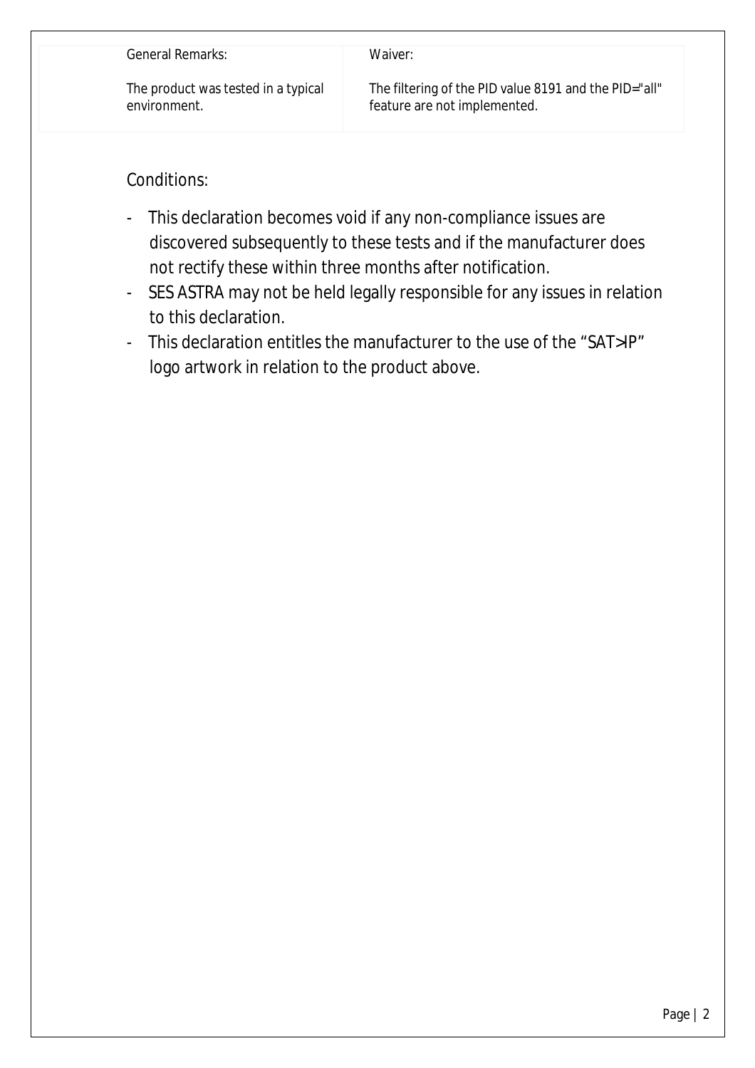| General Remarks: | Waiver: |
| --- | --- |
| The product was tested in a typical environment. | The filtering of the PID value 8191 and the PID="all" feature are not implemented. |

Conditions:

- This declaration becomes void if any non-compliance issues are discovered subsequently to these tests and if the manufacturer does not rectify these within three months after notification.
- SES ASTRA may not be held legally responsible for any issues in relation to this declaration.
- This declaration entitles the manufacturer to the use of the "SAT>IP" logo artwork in relation to the product above.